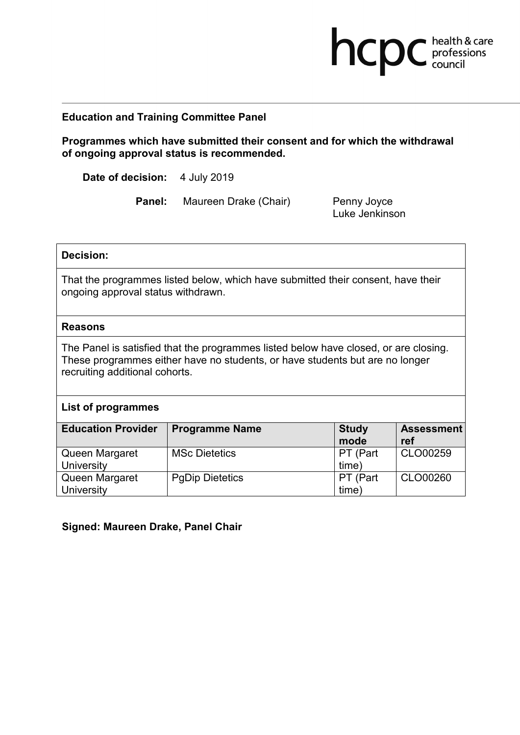health & care professions council

**Education and Training Committee Panel**

**Programmes which have submitted their consent and for which the withdrawal of ongoing approval status is recommended.**

**Date of decision:** 4 July 2019

**Panel:** Maureen Drake (Chair), Penny Joyce, Luke Jenkinson

**Decision:**

That the programmes listed below, which have submitted their consent, have their ongoing approval status withdrawn.

**Reasons**

The Panel is satisfied that the programmes listed below have closed, or are closing. These programmes either have no students, or have students but are no longer recruiting additional cohorts.

**List of programmes**

| Education Provider | Programme Name | Study mode | Assessment ref |
|---|---|---|---|
| Queen Margaret University | MSc Dietetics | PT (Part time) | CLO00259 |
| Queen Margaret University | PgDip Dietetics | PT (Part time) | CLO00260 |

**Signed: Maureen Drake, Panel Chair**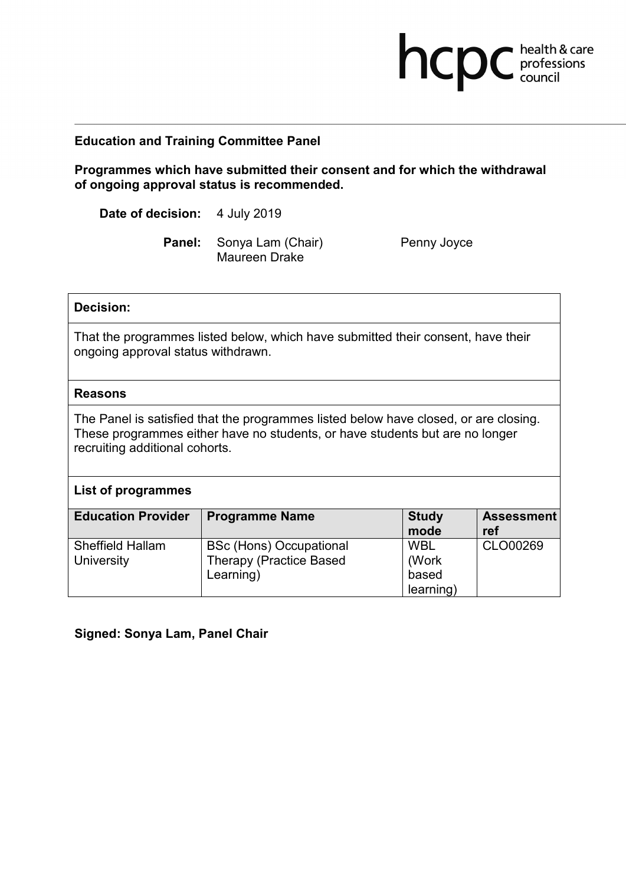**Education and Training Committee Panel**

**Programmes which have submitted their consent and for which the withdrawal of ongoing approval status is recommended.**

**Date of decision:** 4 July 2019

**Panel:** Sonya Lam (Chair), Penny Joyce, Maureen Drake

**Decision:**

That the programmes listed below, which have submitted their consent, have their ongoing approval status withdrawn.

**Reasons**

The Panel is satisfied that the programmes listed below have closed, or are closing. These programmes either have no students, or have students but are no longer recruiting additional cohorts.

**List of programmes**

| Education Provider | Programme Name | Study mode | Assessment ref |
| --- | --- | --- | --- |
| Sheffield Hallam University | BSc (Hons) Occupational Therapy (Practice Based Learning) | WBL (Work based learning) | CLO00269 |

**Signed: Sonya Lam, Panel Chair**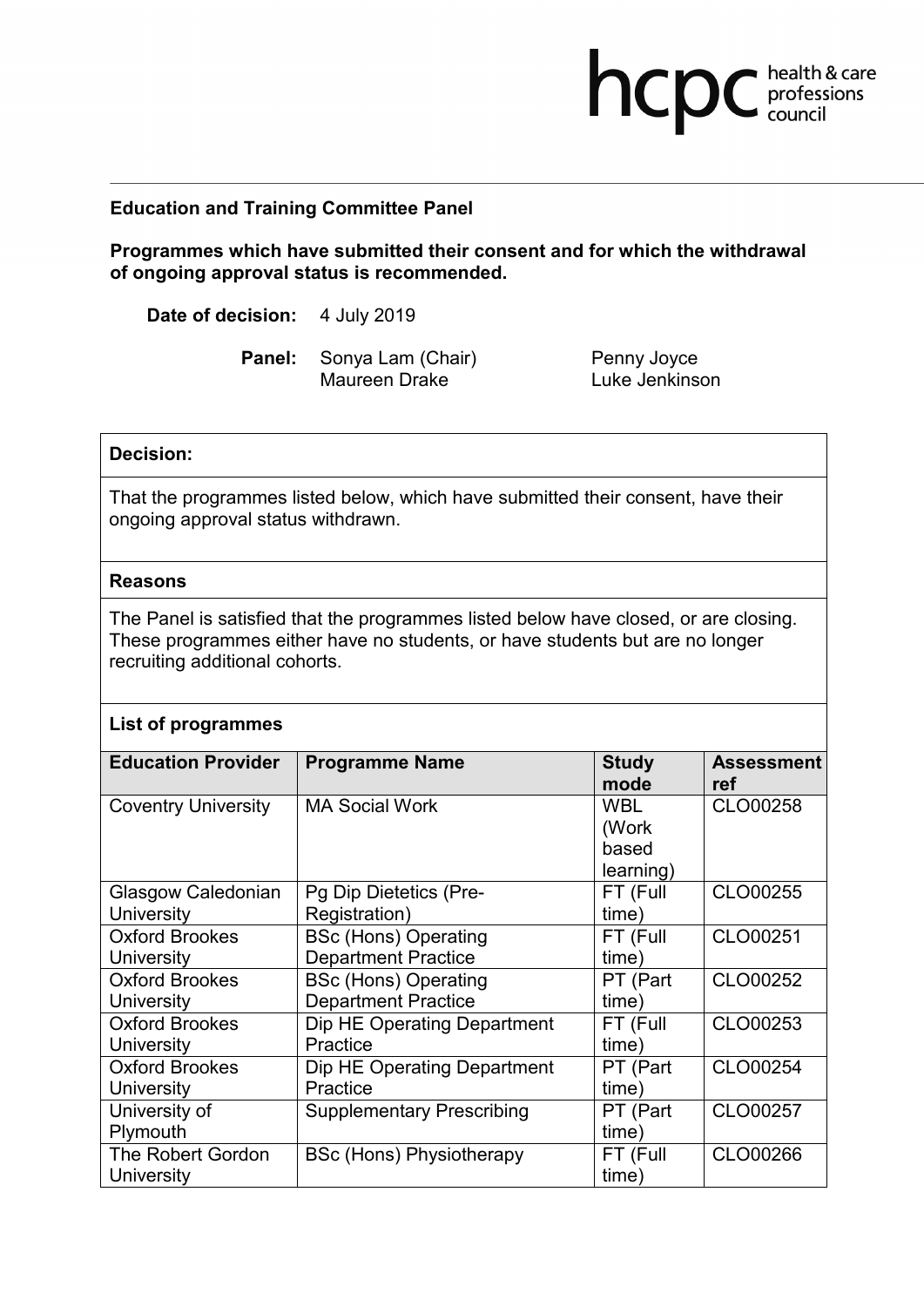**Education and Training Committee Panel**

**Programmes which have submitted their consent and for which the withdrawal of ongoing approval status is recommended.**

**Date of decision:** 4 July 2019

**Panel:** Sonya Lam (Chair), Maureen Drake, Penny Joyce, Luke Jenkinson

**Decision:**

That the programmes listed below, which have submitted their consent, have their ongoing approval status withdrawn.

**Reasons**

The Panel is satisfied that the programmes listed below have closed, or are closing. These programmes either have no students, or have students but are no longer recruiting additional cohorts.

**List of programmes**

| Education Provider | Programme Name | Study mode | Assessment ref |
|---|---|---|---|
| Coventry University | MA Social Work | WBL (Work based learning) | CLO00258 |
| Glasgow Caledonian University | Pg Dip Dietetics (Pre-Registration) | FT (Full time) | CLO00255 |
| Oxford Brookes University | BSc (Hons) Operating Department Practice | FT (Full time) | CLO00251 |
| Oxford Brookes University | BSc (Hons) Operating Department Practice | PT (Part time) | CLO00252 |
| Oxford Brookes University | Dip HE Operating Department Practice | FT (Full time) | CLO00253 |
| Oxford Brookes University | Dip HE Operating Department Practice | PT (Part time) | CLO00254 |
| University of Plymouth | Supplementary Prescribing | PT (Part time) | CLO00257 |
| The Robert Gordon University | BSc (Hons) Physiotherapy | FT (Full time) | CLO00266 |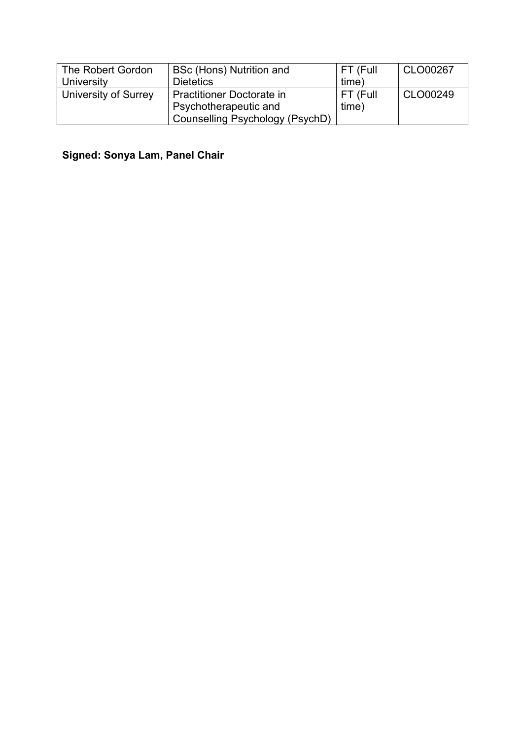| | | | |
|---|---|---|---|
| The Robert Gordon University | BSc (Hons) Nutrition and Dietetics | FT (Full time) | CLO00267 |
| University of Surrey | Practitioner Doctorate in Psychotherapeutic and Counselling Psychology (PsychD) | FT (Full time) | CLO00249 |

**Signed: Sonya Lam, Panel Chair**